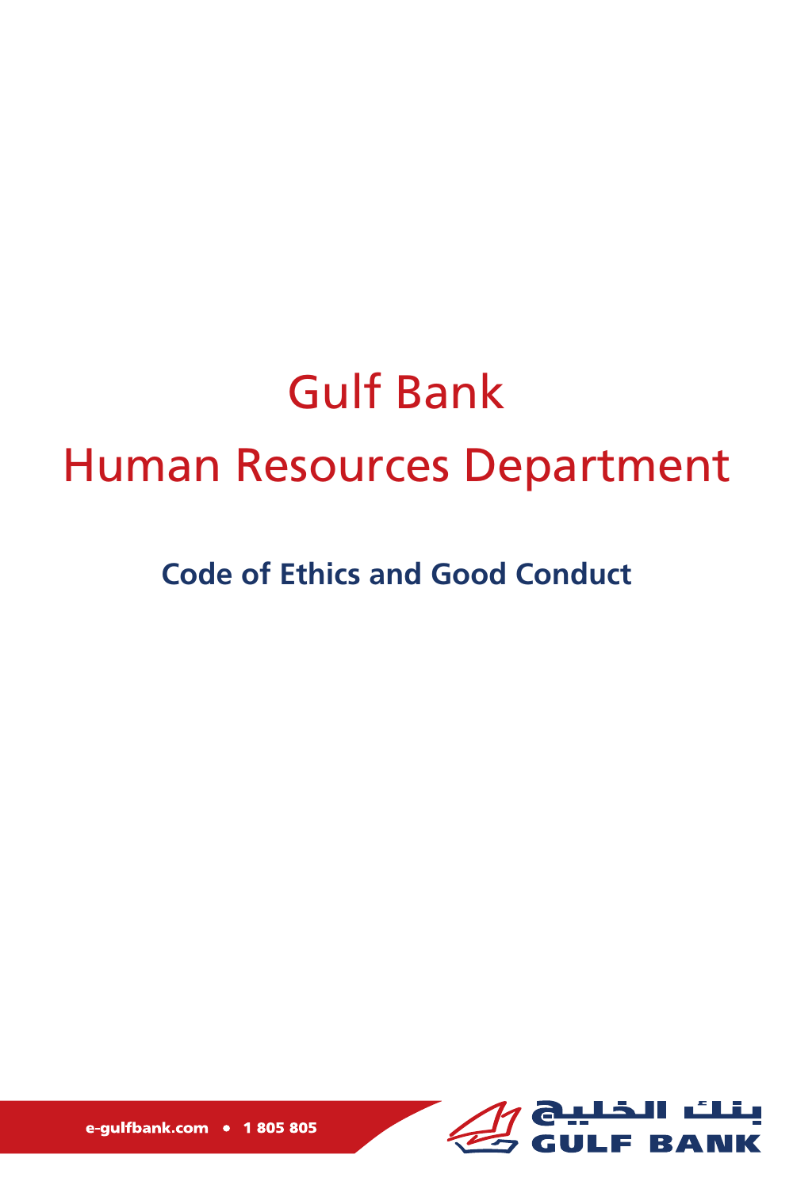# Gulf Bank

# Human Resources Department

## Code of Ethics and Good Conduct

e-gulfbank.com • 1 805 805

بنك الخليج
GULF BANK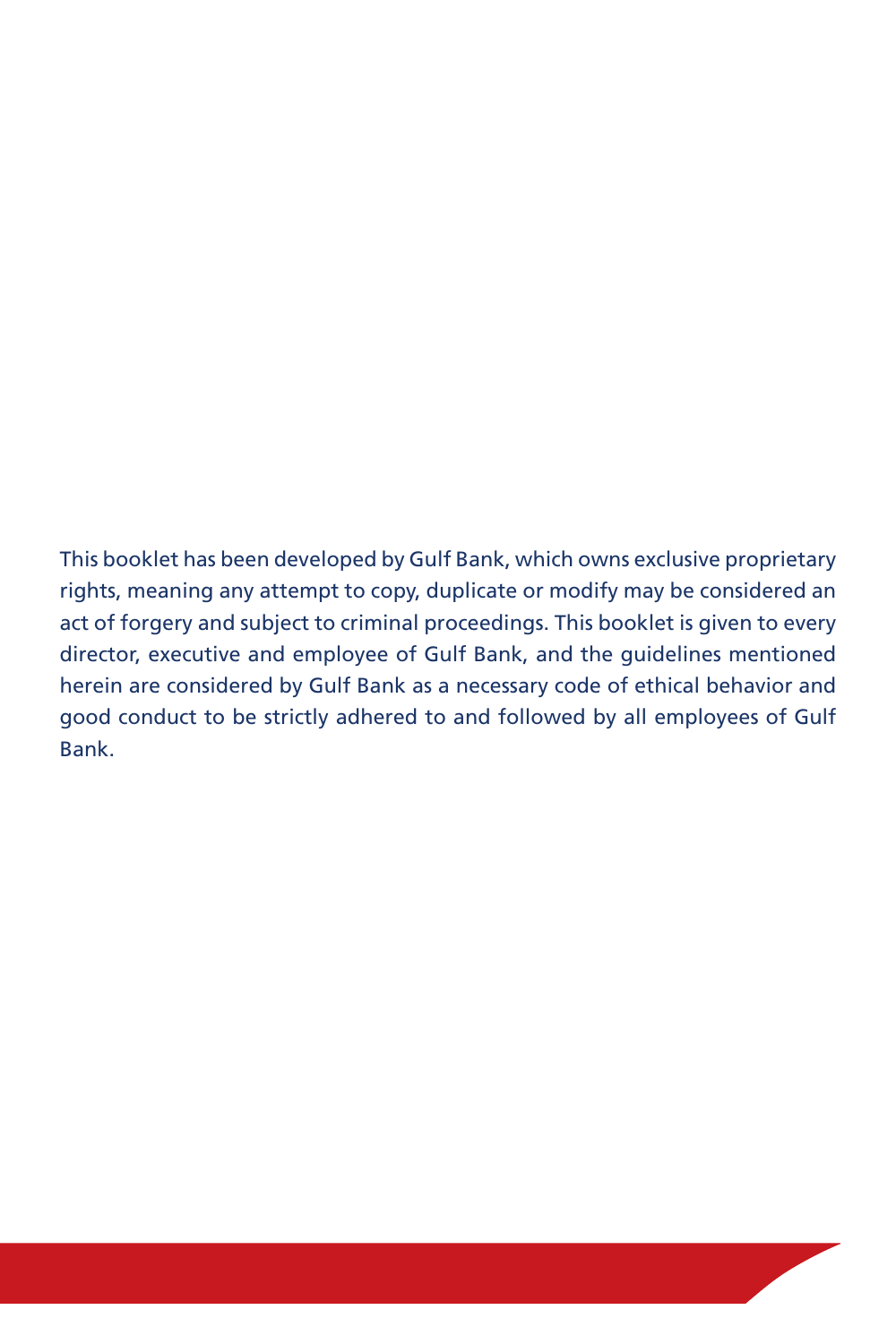This booklet has been developed by Gulf Bank, which owns exclusive proprietary rights, meaning any attempt to copy, duplicate or modify may be considered an act of forgery and subject to criminal proceedings. This booklet is given to every director, executive and employee of Gulf Bank, and the guidelines mentioned herein are considered by Gulf Bank as a necessary code of ethical behavior and good conduct to be strictly adhered to and followed by all employees of Gulf Bank.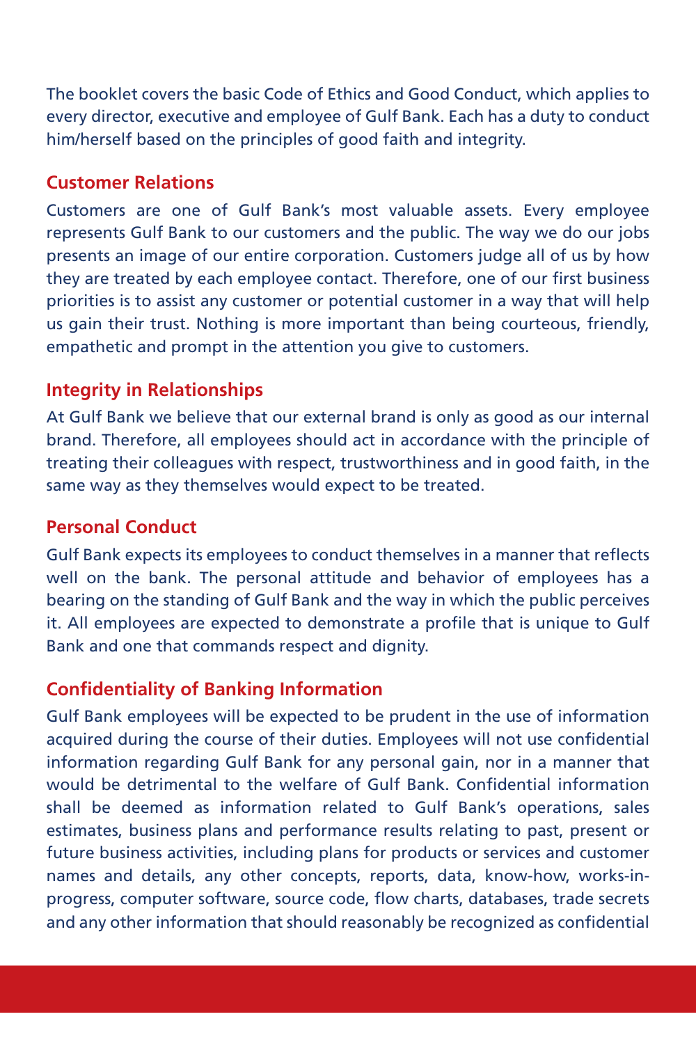The booklet covers the basic Code of Ethics and Good Conduct, which applies to every director, executive and employee of Gulf Bank. Each has a duty to conduct him/herself based on the principles of good faith and integrity.

## Customer Relations

Customers are one of Gulf Bank's most valuable assets. Every employee represents Gulf Bank to our customers and the public. The way we do our jobs presents an image of our entire corporation. Customers judge all of us by how they are treated by each employee contact. Therefore, one of our first business priorities is to assist any customer or potential customer in a way that will help us gain their trust. Nothing is more important than being courteous, friendly, empathetic and prompt in the attention you give to customers.

## Integrity in Relationships

At Gulf Bank we believe that our external brand is only as good as our internal brand. Therefore, all employees should act in accordance with the principle of treating their colleagues with respect, trustworthiness and in good faith, in the same way as they themselves would expect to be treated.

## Personal Conduct

Gulf Bank expects its employees to conduct themselves in a manner that reflects well on the bank. The personal attitude and behavior of employees has a bearing on the standing of Gulf Bank and the way in which the public perceives it. All employees are expected to demonstrate a profile that is unique to Gulf Bank and one that commands respect and dignity.

## Confidentiality of Banking Information

Gulf Bank employees will be expected to be prudent in the use of information acquired during the course of their duties. Employees will not use confidential information regarding Gulf Bank for any personal gain, nor in a manner that would be detrimental to the welfare of Gulf Bank. Confidential information shall be deemed as information related to Gulf Bank's operations, sales estimates, business plans and performance results relating to past, present or future business activities, including plans for products or services and customer names and details, any other concepts, reports, data, know-how, works-in-progress, computer software, source code, flow charts, databases, trade secrets and any other information that should reasonably be recognized as confidential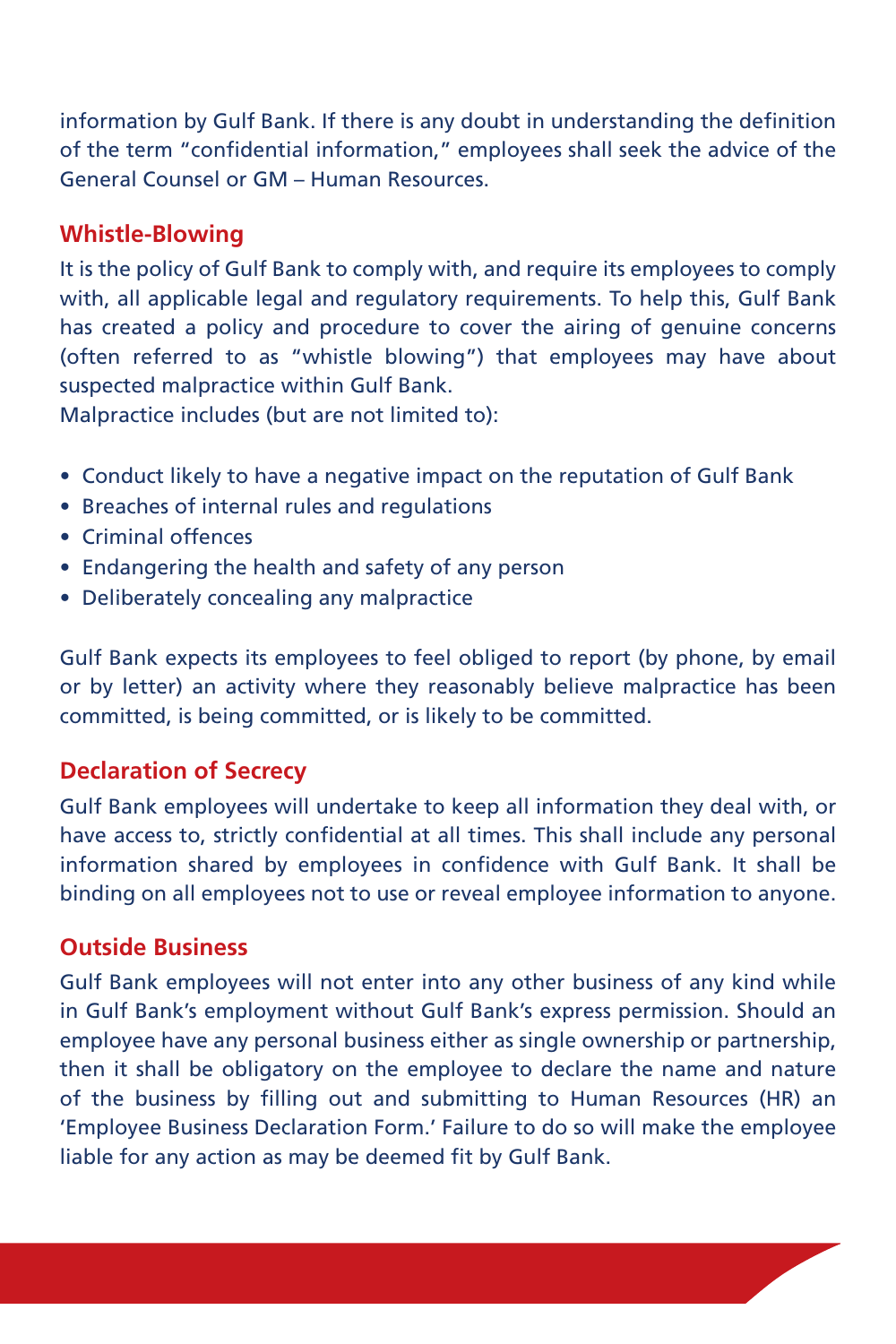information by Gulf Bank. If there is any doubt in understanding the definition of the term "confidential information," employees shall seek the advice of the General Counsel or GM – Human Resources.

## Whistle-Blowing

It is the policy of Gulf Bank to comply with, and require its employees to comply with, all applicable legal and regulatory requirements. To help this, Gulf Bank has created a policy and procedure to cover the airing of genuine concerns (often referred to as "whistle blowing") that employees may have about suspected malpractice within Gulf Bank.
Malpractice includes (but are not limited to):

- Conduct likely to have a negative impact on the reputation of Gulf Bank
- Breaches of internal rules and regulations
- Criminal offences
- Endangering the health and safety of any person
- Deliberately concealing any malpractice

Gulf Bank expects its employees to feel obliged to report (by phone, by email or by letter) an activity where they reasonably believe malpractice has been committed, is being committed, or is likely to be committed.

## Declaration of Secrecy

Gulf Bank employees will undertake to keep all information they deal with, or have access to, strictly confidential at all times. This shall include any personal information shared by employees in confidence with Gulf Bank. It shall be binding on all employees not to use or reveal employee information to anyone.

## Outside Business

Gulf Bank employees will not enter into any other business of any kind while in Gulf Bank's employment without Gulf Bank's express permission. Should an employee have any personal business either as single ownership or partnership, then it shall be obligatory on the employee to declare the name and nature of the business by filling out and submitting to Human Resources (HR) an 'Employee Business Declaration Form.' Failure to do so will make the employee liable for any action as may be deemed fit by Gulf Bank.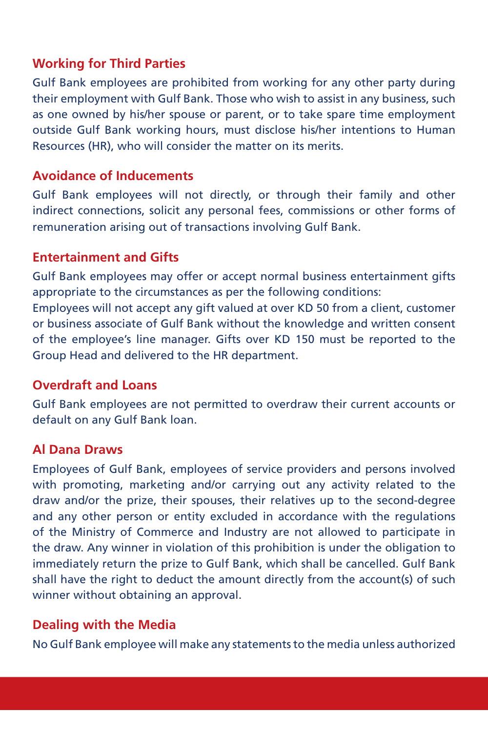## Working for Third Parties

Gulf Bank employees are prohibited from working for any other party during their employment with Gulf Bank. Those who wish to assist in any business, such as one owned by his/her spouse or parent, or to take spare time employment outside Gulf Bank working hours, must disclose his/her intentions to Human Resources (HR), who will consider the matter on its merits.

## Avoidance of Inducements

Gulf Bank employees will not directly, or through their family and other indirect connections, solicit any personal fees, commissions or other forms of remuneration arising out of transactions involving Gulf Bank.

## Entertainment and Gifts

Gulf Bank employees may offer or accept normal business entertainment gifts appropriate to the circumstances as per the following conditions:
Employees will not accept any gift valued at over KD 50 from a client, customer or business associate of Gulf Bank without the knowledge and written consent of the employee's line manager. Gifts over KD 150 must be reported to the Group Head and delivered to the HR department.

## Overdraft and Loans

Gulf Bank employees are not permitted to overdraw their current accounts or default on any Gulf Bank loan.

## Al Dana Draws

Employees of Gulf Bank, employees of service providers and persons involved with promoting, marketing and/or carrying out any activity related to the draw and/or the prize, their spouses, their relatives up to the second-degree and any other person or entity excluded in accordance with the regulations of the Ministry of Commerce and Industry are not allowed to participate in the draw. Any winner in violation of this prohibition is under the obligation to immediately return the prize to Gulf Bank, which shall be cancelled. Gulf Bank shall have the right to deduct the amount directly from the account(s) of such winner without obtaining an approval.

## Dealing with the Media

No Gulf Bank employee will make any statements to the media unless authorized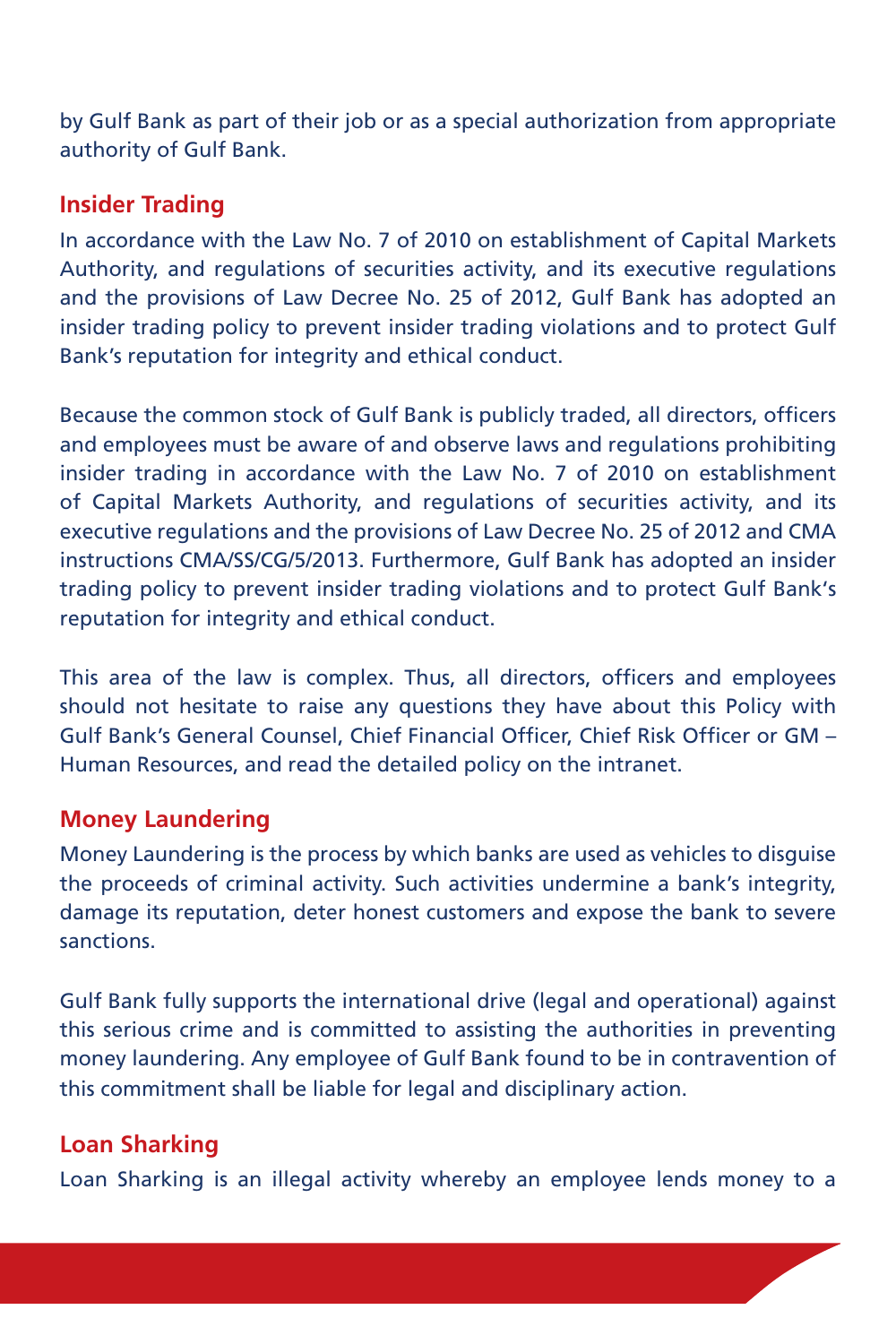by Gulf Bank as part of their job or as a special authorization from appropriate authority of Gulf Bank.

## Insider Trading

In accordance with the Law No. 7 of 2010 on establishment of Capital Markets Authority, and regulations of securities activity, and its executive regulations and the provisions of Law Decree No. 25 of 2012, Gulf Bank has adopted an insider trading policy to prevent insider trading violations and to protect Gulf Bank's reputation for integrity and ethical conduct.

Because the common stock of Gulf Bank is publicly traded, all directors, officers and employees must be aware of and observe laws and regulations prohibiting insider trading in accordance with the Law No. 7 of 2010 on establishment of Capital Markets Authority, and regulations of securities activity, and its executive regulations and the provisions of Law Decree No. 25 of 2012 and CMA instructions CMA/SS/CG/5/2013. Furthermore, Gulf Bank has adopted an insider trading policy to prevent insider trading violations and to protect Gulf Bank's reputation for integrity and ethical conduct.

This area of the law is complex. Thus, all directors, officers and employees should not hesitate to raise any questions they have about this Policy with Gulf Bank's General Counsel, Chief Financial Officer, Chief Risk Officer or GM – Human Resources, and read the detailed policy on the intranet.

## Money Laundering

Money Laundering is the process by which banks are used as vehicles to disguise the proceeds of criminal activity. Such activities undermine a bank's integrity, damage its reputation, deter honest customers and expose the bank to severe sanctions.

Gulf Bank fully supports the international drive (legal and operational) against this serious crime and is committed to assisting the authorities in preventing money laundering. Any employee of Gulf Bank found to be in contravention of this commitment shall be liable for legal and disciplinary action.

## Loan Sharking

Loan Sharking is an illegal activity whereby an employee lends money to a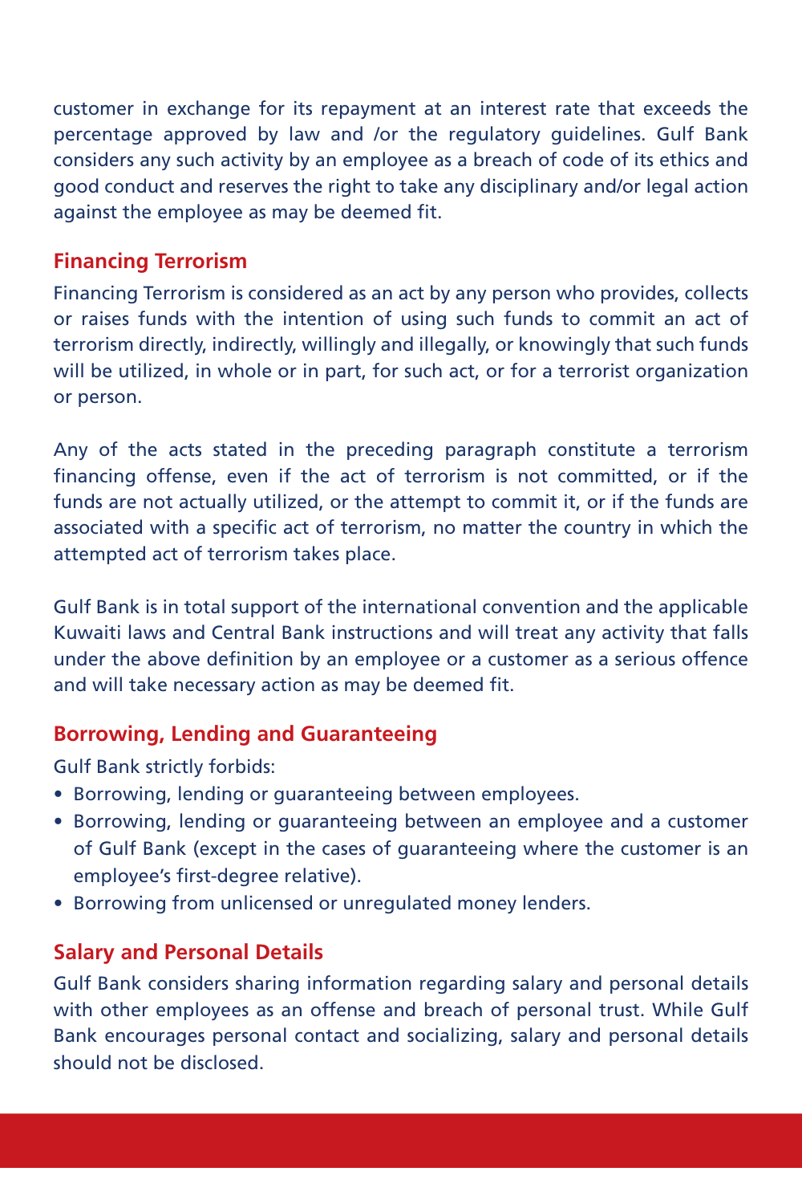customer in exchange for its repayment at an interest rate that exceeds the percentage approved by law and /or the regulatory guidelines. Gulf Bank considers any such activity by an employee as a breach of code of its ethics and good conduct and reserves the right to take any disciplinary and/or legal action against the employee as may be deemed fit.

## Financing Terrorism

Financing Terrorism is considered as an act by any person who provides, collects or raises funds with the intention of using such funds to commit an act of terrorism directly, indirectly, willingly and illegally, or knowingly that such funds will be utilized, in whole or in part, for such act, or for a terrorist organization or person.

Any of the acts stated in the preceding paragraph constitute a terrorism financing offense, even if the act of terrorism is not committed, or if the funds are not actually utilized, or the attempt to commit it, or if the funds are associated with a specific act of terrorism, no matter the country in which the attempted act of terrorism takes place.

Gulf Bank is in total support of the international convention and the applicable Kuwaiti laws and Central Bank instructions and will treat any activity that falls under the above definition by an employee or a customer as a serious offence and will take necessary action as may be deemed fit.

## Borrowing, Lending and Guaranteeing

Gulf Bank strictly forbids:

- Borrowing, lending or guaranteeing between employees.
- Borrowing, lending or guaranteeing between an employee and a customer of Gulf Bank (except in the cases of guaranteeing where the customer is an employee's first-degree relative).
- Borrowing from unlicensed or unregulated money lenders.

## Salary and Personal Details

Gulf Bank considers sharing information regarding salary and personal details with other employees as an offense and breach of personal trust. While Gulf Bank encourages personal contact and socializing, salary and personal details should not be disclosed.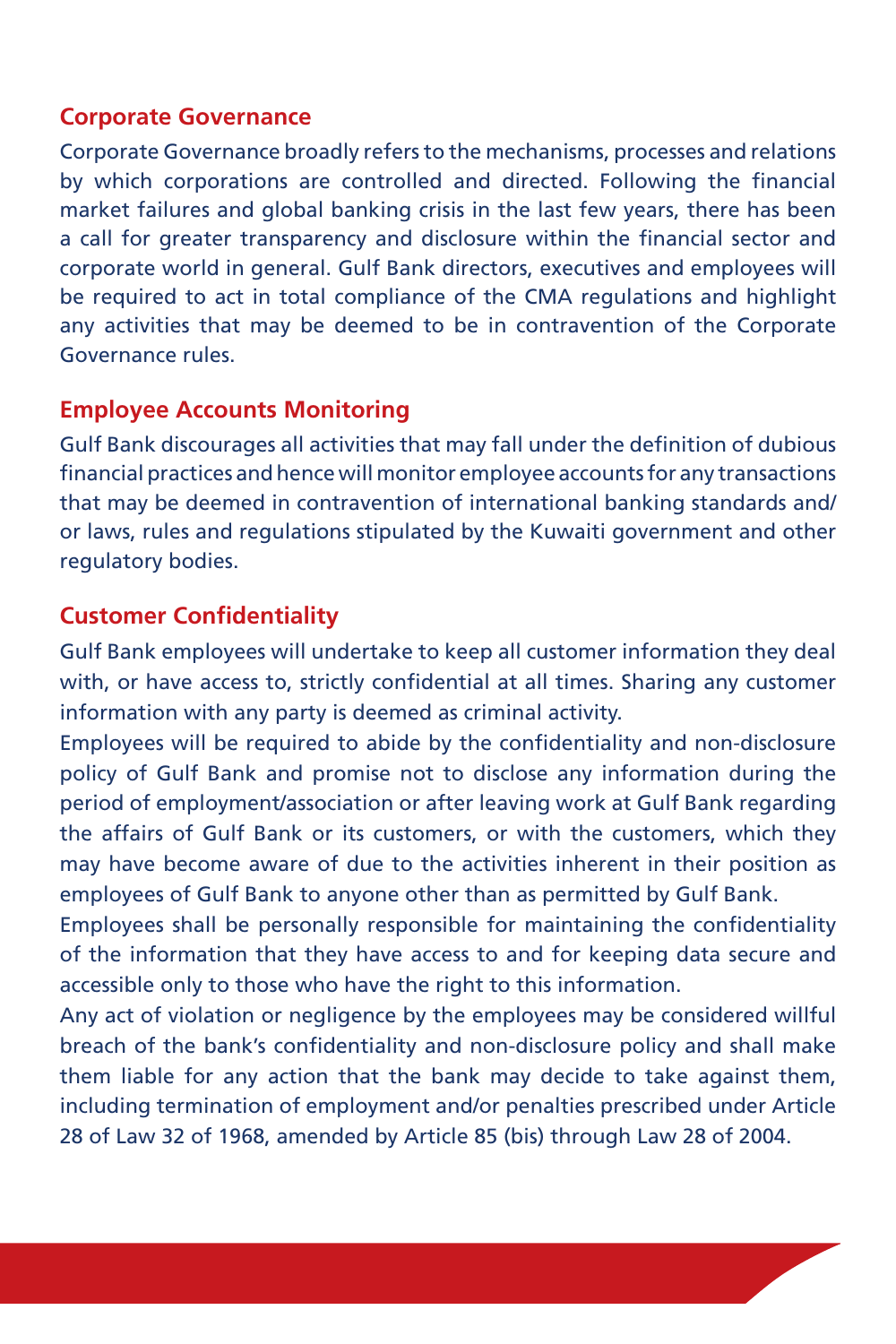## Corporate Governance

Corporate Governance broadly refers to the mechanisms, processes and relations by which corporations are controlled and directed. Following the financial market failures and global banking crisis in the last few years, there has been a call for greater transparency and disclosure within the financial sector and corporate world in general. Gulf Bank directors, executives and employees will be required to act in total compliance of the CMA regulations and highlight any activities that may be deemed to be in contravention of the Corporate Governance rules.

## Employee Accounts Monitoring

Gulf Bank discourages all activities that may fall under the definition of dubious financial practices and hence will monitor employee accounts for any transactions that may be deemed in contravention of international banking standards and/or laws, rules and regulations stipulated by the Kuwaiti government and other regulatory bodies.

## Customer Confidentiality

Gulf Bank employees will undertake to keep all customer information they deal with, or have access to, strictly confidential at all times. Sharing any customer information with any party is deemed as criminal activity.

Employees will be required to abide by the confidentiality and non-disclosure policy of Gulf Bank and promise not to disclose any information during the period of employment/association or after leaving work at Gulf Bank regarding the affairs of Gulf Bank or its customers, or with the customers, which they may have become aware of due to the activities inherent in their position as employees of Gulf Bank to anyone other than as permitted by Gulf Bank.

Employees shall be personally responsible for maintaining the confidentiality of the information that they have access to and for keeping data secure and accessible only to those who have the right to this information.

Any act of violation or negligence by the employees may be considered willful breach of the bank's confidentiality and non-disclosure policy and shall make them liable for any action that the bank may decide to take against them, including termination of employment and/or penalties prescribed under Article 28 of Law 32 of 1968, amended by Article 85 (bis) through Law 28 of 2004.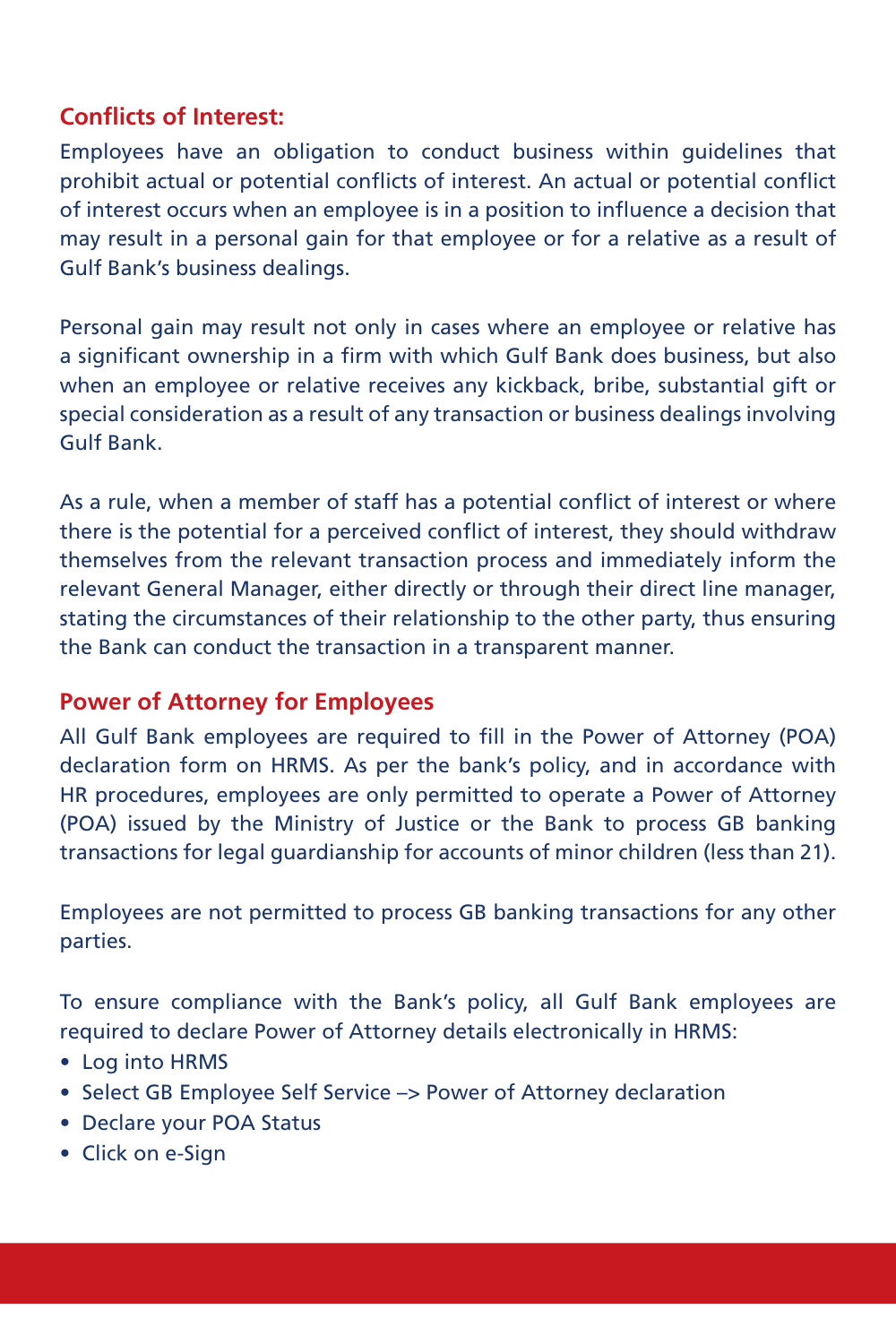## Conflicts of Interest:

Employees have an obligation to conduct business within guidelines that prohibit actual or potential conflicts of interest. An actual or potential conflict of interest occurs when an employee is in a position to influence a decision that may result in a personal gain for that employee or for a relative as a result of Gulf Bank's business dealings.

Personal gain may result not only in cases where an employee or relative has a significant ownership in a firm with which Gulf Bank does business, but also when an employee or relative receives any kickback, bribe, substantial gift or special consideration as a result of any transaction or business dealings involving Gulf Bank.

As a rule, when a member of staff has a potential conflict of interest or where there is the potential for a perceived conflict of interest, they should withdraw themselves from the relevant transaction process and immediately inform the relevant General Manager, either directly or through their direct line manager, stating the circumstances of their relationship to the other party, thus ensuring the Bank can conduct the transaction in a transparent manner.

## Power of Attorney for Employees

All Gulf Bank employees are required to fill in the Power of Attorney (POA) declaration form on HRMS. As per the bank's policy, and in accordance with HR procedures, employees are only permitted to operate a Power of Attorney (POA) issued by the Ministry of Justice or the Bank to process GB banking transactions for legal guardianship for accounts of minor children (less than 21).

Employees are not permitted to process GB banking transactions for any other parties.

To ensure compliance with the Bank's policy, all Gulf Bank employees are required to declare Power of Attorney details electronically in HRMS:

- Log into HRMS
- Select GB Employee Self Service –> Power of Attorney declaration
- Declare your POA Status
- Click on e-Sign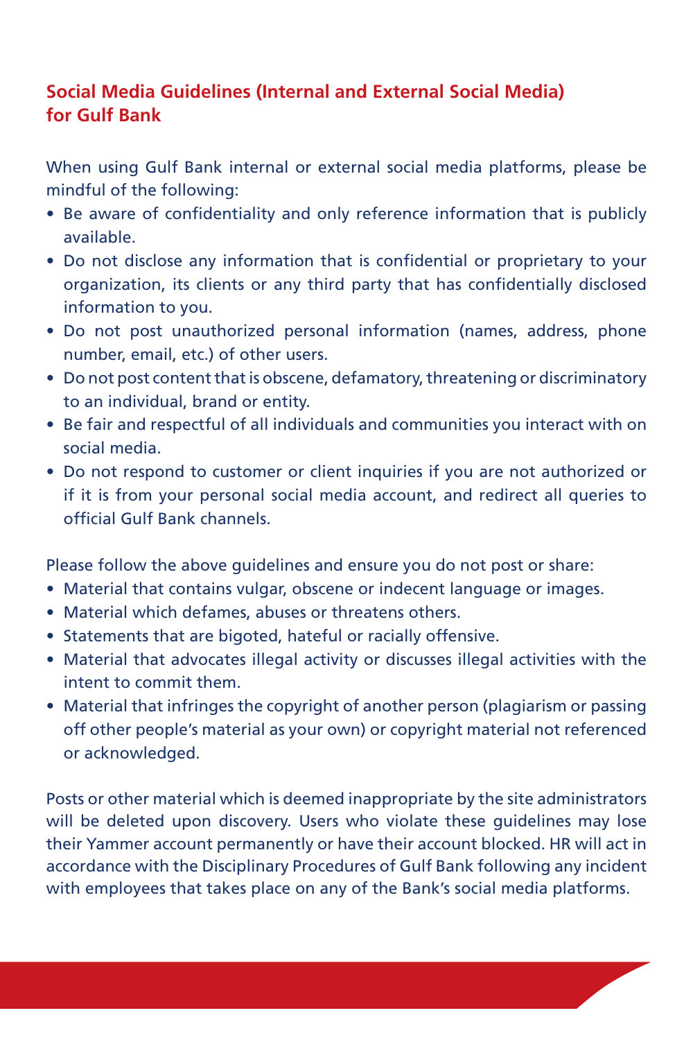## Social Media Guidelines (Internal and External Social Media) for Gulf Bank

When using Gulf Bank internal or external social media platforms, please be mindful of the following:

- Be aware of confidentiality and only reference information that is publicly available.
- Do not disclose any information that is confidential or proprietary to your organization, its clients or any third party that has confidentially disclosed information to you.
- Do not post unauthorized personal information (names, address, phone number, email, etc.) of other users.
- Do not post content that is obscene, defamatory, threatening or discriminatory to an individual, brand or entity.
- Be fair and respectful of all individuals and communities you interact with on social media.
- Do not respond to customer or client inquiries if you are not authorized or if it is from your personal social media account, and redirect all queries to official Gulf Bank channels.

Please follow the above guidelines and ensure you do not post or share:

- Material that contains vulgar, obscene or indecent language or images.
- Material which defames, abuses or threatens others.
- Statements that are bigoted, hateful or racially offensive.
- Material that advocates illegal activity or discusses illegal activities with the intent to commit them.
- Material that infringes the copyright of another person (plagiarism or passing off other people's material as your own) or copyright material not referenced or acknowledged.

Posts or other material which is deemed inappropriate by the site administrators will be deleted upon discovery. Users who violate these guidelines may lose their Yammer account permanently or have their account blocked. HR will act in accordance with the Disciplinary Procedures of Gulf Bank following any incident with employees that takes place on any of the Bank's social media platforms.